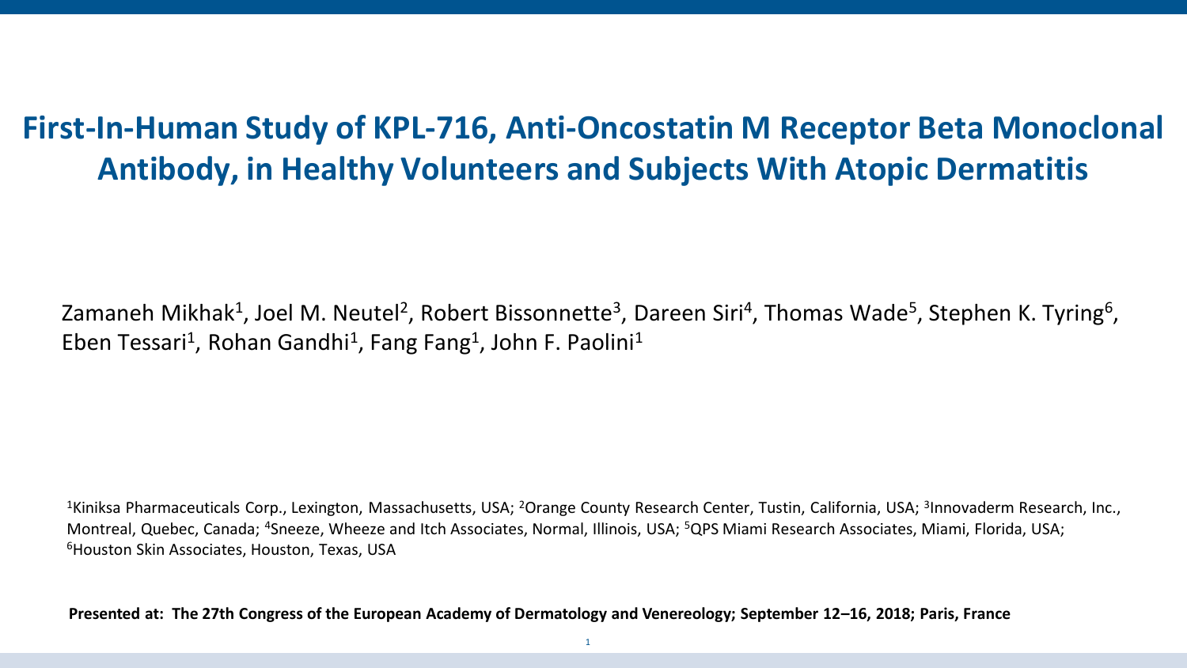# First-In-Human Study of KPL-716, Anti-Oncostatin M Receptor Beta Monoclonal Antibody, in Healthy Volunteers and Subjects With Atopic Dermatitis

Zamaneh Mikhak[1], Joel M. Neutel[2], Robert Bissonnette[3], Dareen Siri[4], Thomas Wade[5], Stephen K. Tyring[6], Eben Tessari[1], Rohan Gandhi[1], Fang Fang[1], John F. Paolini[1]

[1]Kiniksa Pharmaceuticals Corp., Lexington, Massachusetts, USA; [2]Orange County Research Center, Tustin, California, USA; [3]Innovaderm Research, Inc., Montreal, Quebec, Canada; [4]Sneeze, Wheeze and Itch Associates, Normal, Illinois, USA; [5]QPS Miami Research Associates, Miami, Florida, USA; [6]Houston Skin Associates, Houston, Texas, USA

**Presented at: The 27th Congress of the European Academy of Dermatology and Venereology; September 12–16, 2018; Paris, France**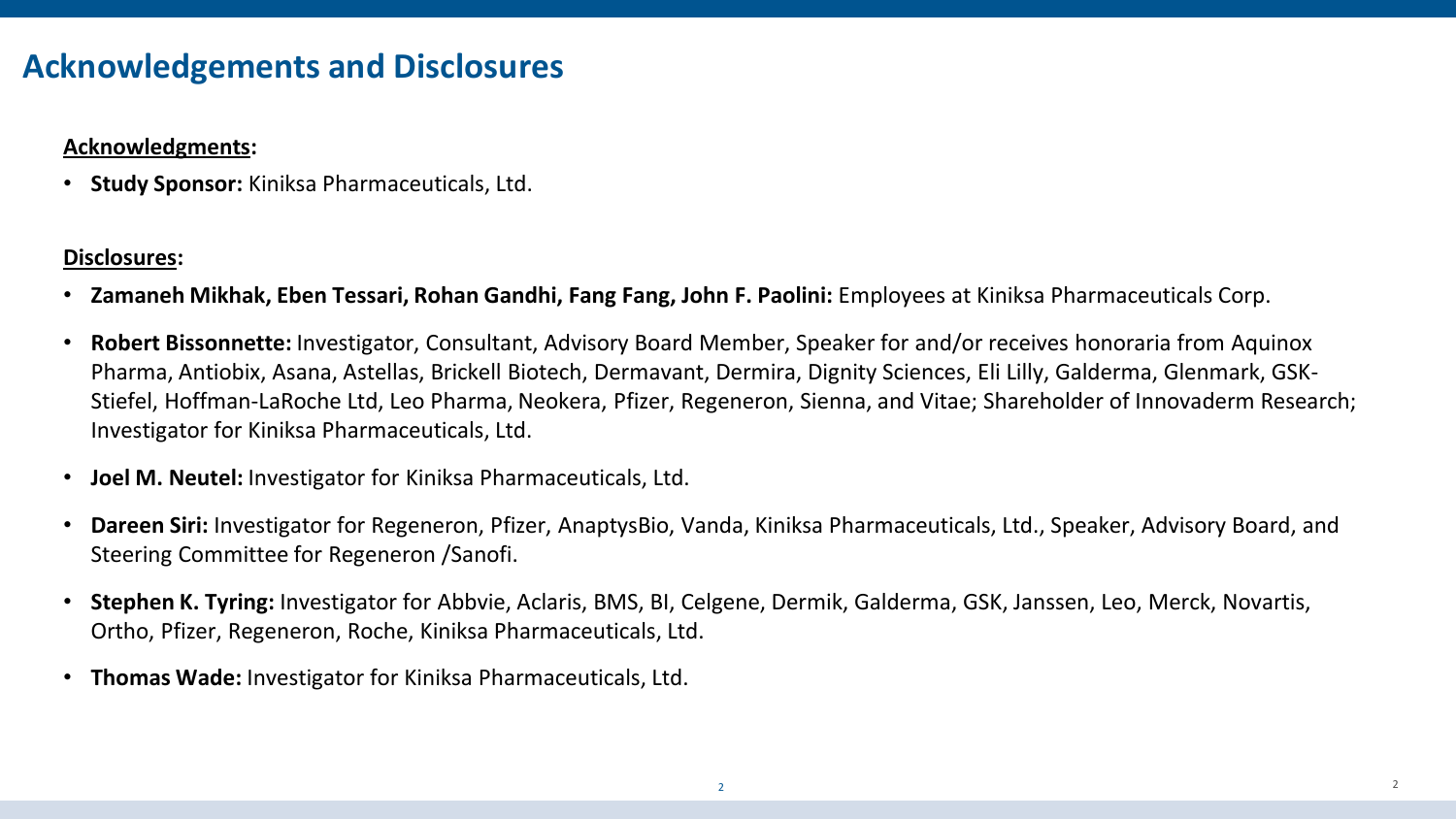# Acknowledgements and Disclosures

**Acknowledgments:**

- **Study Sponsor:** Kiniksa Pharmaceuticals, Ltd.

**Disclosures:**

- **Zamaneh Mikhak, Eben Tessari, Rohan Gandhi, Fang Fang, John F. Paolini:** Employees at Kiniksa Pharmaceuticals Corp.
- **Robert Bissonnette:** Investigator, Consultant, Advisory Board Member, Speaker for and/or receives honoraria from Aquinox Pharma, Antiobix, Asana, Astellas, Brickell Biotech, Dermavant, Dermira, Dignity Sciences, Eli Lilly, Galderma, Glenmark, GSK-Stiefel, Hoffman-LaRoche Ltd, Leo Pharma, Neokera, Pfizer, Regeneron, Sienna, and Vitae; Shareholder of Innovaderm Research; Investigator for Kiniksa Pharmaceuticals, Ltd.
- **Joel M. Neutel:** Investigator for Kiniksa Pharmaceuticals, Ltd.
- **Dareen Siri:** Investigator for Regeneron, Pfizer, AnaptysBio, Vanda, Kiniksa Pharmaceuticals, Ltd., Speaker, Advisory Board, and Steering Committee for Regeneron /Sanofi.
- **Stephen K. Tyring:** Investigator for Abbvie, Aclaris, BMS, BI, Celgene, Dermik, Galderma, GSK, Janssen, Leo, Merck, Novartis, Ortho, Pfizer, Regeneron, Roche, Kiniksa Pharmaceuticals, Ltd.
- **Thomas Wade:** Investigator for Kiniksa Pharmaceuticals, Ltd.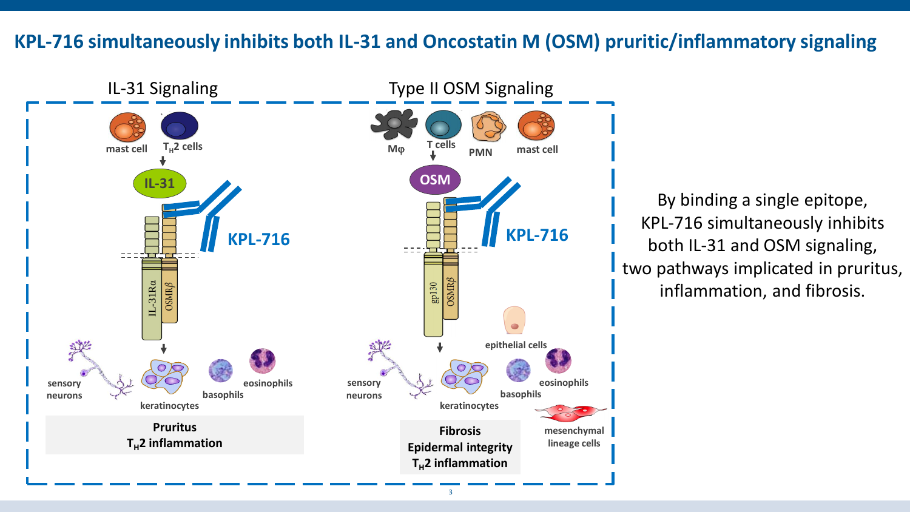# KPL-716 simultaneously inhibits both IL-31 and Oncostatin M (OSM) pruritic/inflammatory signaling

**IL-31 Signaling**

mast cell, $T_H2$ cells

IL-31

IL-31Rα, OSMRβ

KPL-716

sensory neurons, keratinocytes, basophils, eosinophils

**Pruritus**
**$T_H2$ inflammation**

**Type II OSM Signaling**

Mφ, T cells, PMN, mast cell

OSM

gp130, OSMRβ

KPL-716

epithelial cells, sensory neurons, keratinocytes, basophils, eosinophils, mesenchymal lineage cells

**Fibrosis**
**Epidermal integrity**
**$T_H2$ inflammation**

By binding a single epitope, KPL-716 simultaneously inhibits both IL-31 and OSM signaling, two pathways implicated in pruritus, inflammation, and fibrosis.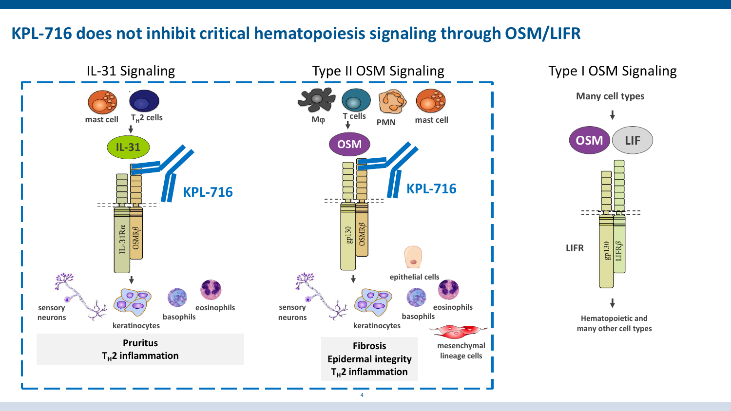# KPL-716 does not inhibit critical hematopoiesis signaling through OSM/LIFR

## IL-31 Signaling

mast cell, $T_H2$ cells

↓

IL-31

KPL-716

IL-31Rα | OSMRβ

↓

sensory neurons, keratinocytes, basophils, eosinophils

**Pruritus**
**$T_H2$ inflammation**

## Type II OSM Signaling

Mφ, T cells, PMN, mast cell

↓

OSM

KPL-716

gp130 | OSMRβ

↓

sensory neurons, keratinocytes, epithelial cells, basophils, eosinophils, mesenchymal lineage cells

**Fibrosis**
**Epidermal integrity**
**$T_H2$ inflammation**

## Type I OSM Signaling

**Many cell types**

↓

OSM, LIF

LIFR: gp130 | LIFRβ

↓

**Hematopoietic and many other cell types**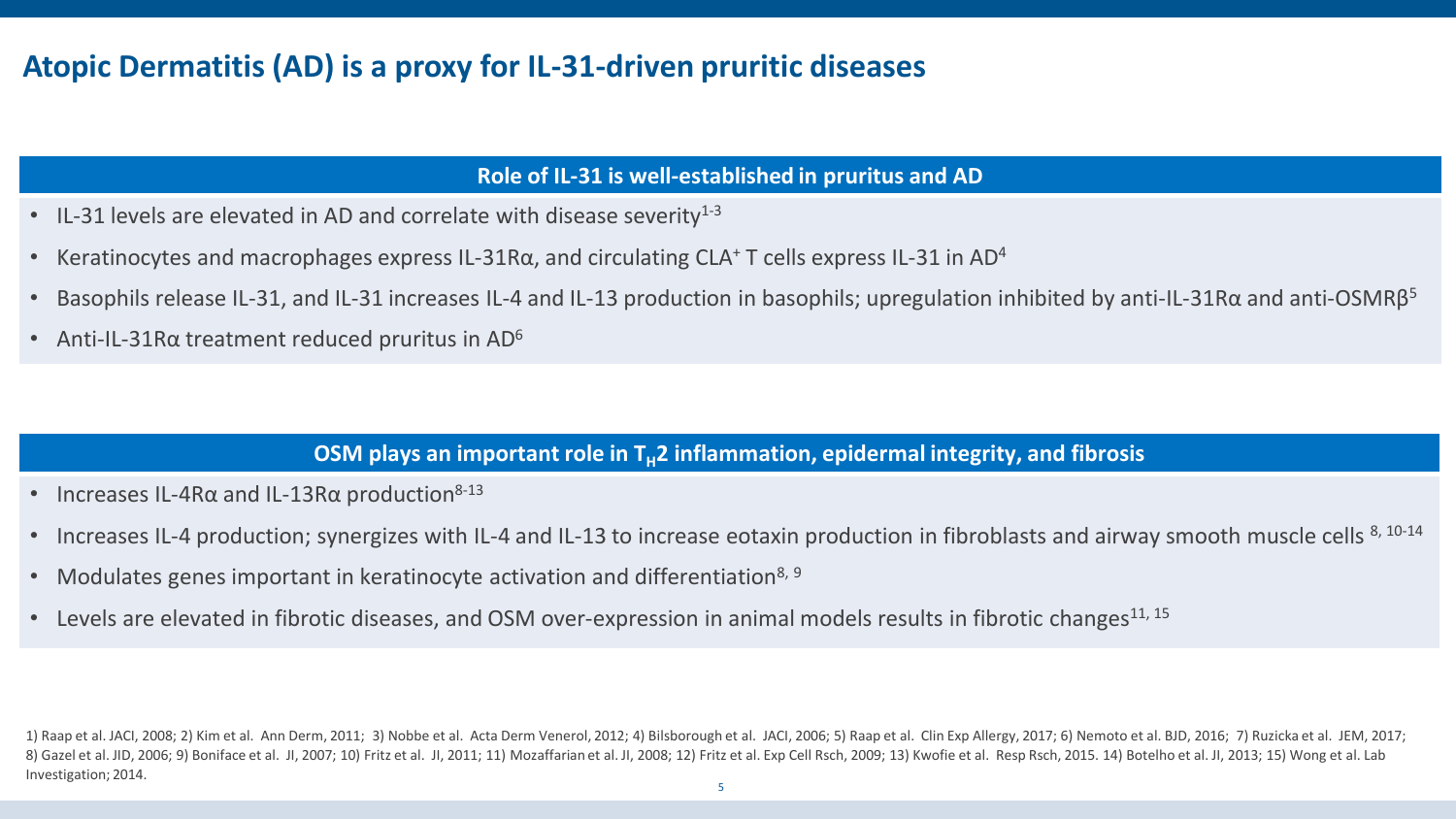# Atopic Dermatitis (AD) is a proxy for IL-31-driven pruritic diseases

## Role of IL-31 is well-established in pruritus and AD

- IL-31 levels are elevated in AD and correlate with disease severity[1-3]
- Keratinocytes and macrophages express IL-31Rα, and circulating $CLA^+$ T cells express IL-31 in AD[4]
- Basophils release IL-31, and IL-31 increases IL-4 and IL-13 production in basophils; upregulation inhibited by anti-IL-31Rα and anti-OSMRβ[5]
- Anti-IL-31Rα treatment reduced pruritus in AD[6]

## OSM plays an important role in $T_H2$ inflammation, epidermal integrity, and fibrosis

- Increases IL-4Rα and IL-13Rα production[8-13]
- Increases IL-4 production; synergizes with IL-4 and IL-13 to increase eotaxin production in fibroblasts and airway smooth muscle cells [8, 10-14]
- Modulates genes important in keratinocyte activation and differentiation[8, 9]
- Levels are elevated in fibrotic diseases, and OSM over-expression in animal models results in fibrotic changes[11, 15]

1) Raap et al. JACI, 2008; 2) Kim et al. Ann Derm, 2011; 3) Nobbe et al. Acta Derm Venerol, 2012; 4) Bilsborough et al. JACI, 2006; 5) Raap et al. Clin Exp Allergy, 2017; 6) Nemoto et al. BJD, 2016; 7) Ruzicka et al. JEM, 2017; 8) Gazel et al. JID, 2006; 9) Boniface et al. JI, 2007; 10) Fritz et al. JI, 2011; 11) Mozaffarian et al. JI, 2008; 12) Fritz et al. Exp Cell Rsch, 2009; 13) Kwofie et al. Resp Rsch, 2015. 14) Botelho et al. JI, 2013; 15) Wong et al. Lab Investigation; 2014.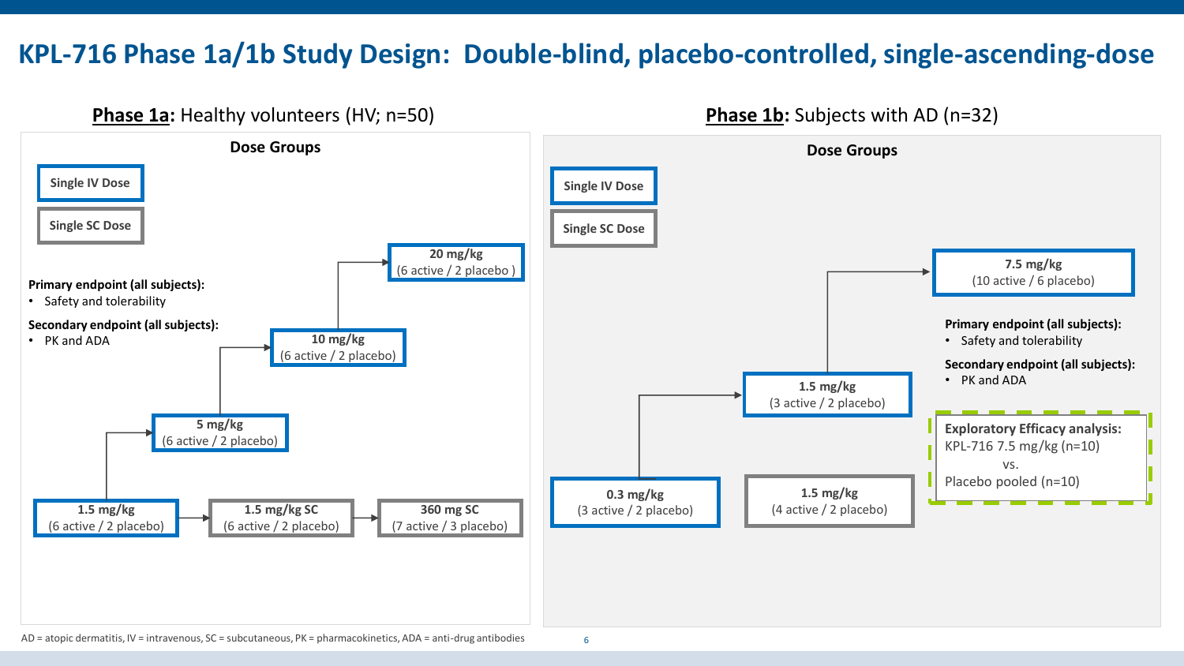# KPL-716 Phase 1a/1b Study Design: Double-blind, placebo-controlled, single-ascending-dose

## **Phase 1a:** Healthy volunteers (HV; n=50)

**Dose Groups**

- Single IV Dose
- Single SC Dose

**Primary endpoint (all subjects):**
- Safety and tolerability

**Secondary endpoint (all subjects):**
- PK and ADA

**1.5 mg/kg** (6 active / 2 placebo) → **5 mg/kg** (6 active / 2 placebo) → **10 mg/kg** (6 active / 2 placebo) → **20 mg/kg** (6 active / 2 placebo )

**1.5 mg/kg** (6 active / 2 placebo) → **1.5 mg/kg SC** (6 active / 2 placebo) → **360 mg SC** (7 active / 3 placebo)

## **Phase 1b:** Subjects with AD (n=32)

**Dose Groups**

- Single IV Dose
- Single SC Dose

**0.3 mg/kg** (3 active / 2 placebo) → **1.5 mg/kg** (3 active / 2 placebo) → **7.5 mg/kg** (10 active / 6 placebo)

**1.5 mg/kg** (4 active / 2 placebo)

**Primary endpoint (all subjects):**
- Safety and tolerability

**Secondary endpoint (all subjects):**
- PK and ADA

**Exploratory Efficacy analysis:**
KPL-716 7.5 mg/kg (n=10)
vs.
Placebo pooled (n=10)

AD = atopic dermatitis, IV = intravenous, SC = subcutaneous, PK = pharmacokinetics, ADA = anti-drug antibodies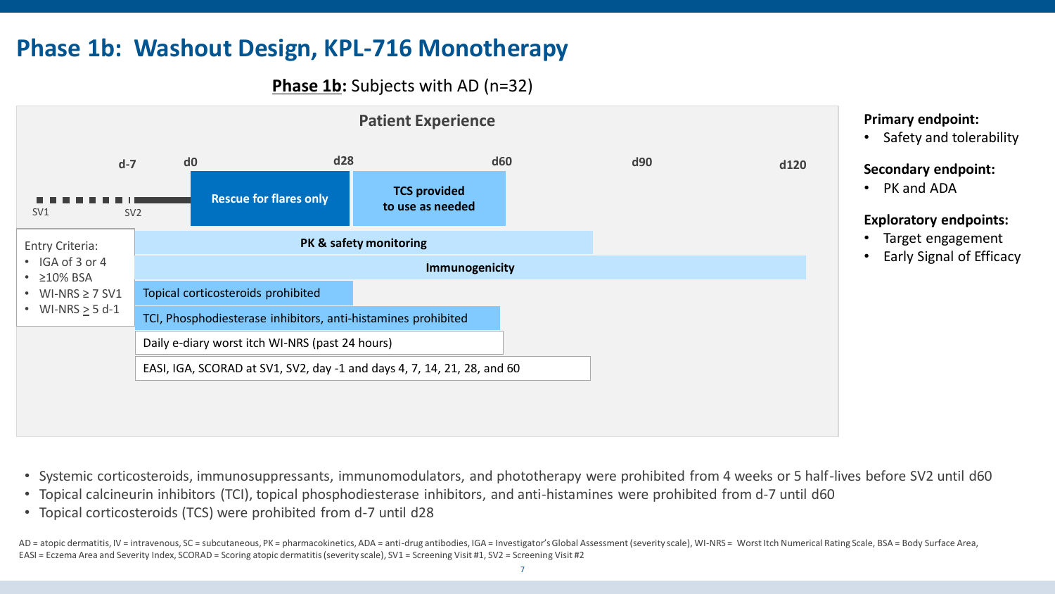# Phase 1b: Washout Design, KPL-716 Monotherapy

**Phase 1b:** Subjects with AD (n=32)

**Patient Experience**

d-7 | d0 | d28 | d60 | d90 | d120

SV1 | SV2

- **Rescue for flares only** (d0 – d28)
- **TCS provided to use as needed** (d28 – d60)

Entry Criteria:
- IGA of 3 or 4
- ≥10% BSA
- WI-NRS ≥ 7 SV1
- WI-NRS ≥ 5 d-1

- **PK & safety monitoring**
- **Immunogenicity**
- Topical corticosteroids prohibited
- TCI, Phosphodiesterase inhibitors, anti-histamines prohibited
- Daily e-diary worst itch WI-NRS (past 24 hours)
- EASI, IGA, SCORAD at SV1, SV2, day -1 and days 4, 7, 14, 21, 28, and 60

**Primary endpoint:**
- Safety and tolerability

**Secondary endpoint:**
- PK and ADA

**Exploratory endpoints:**
- Target engagement
- Early Signal of Efficacy

- Systemic corticosteroids, immunosuppressants, immunomodulators, and phototherapy were prohibited from 4 weeks or 5 half-lives before SV2 until d60
- Topical calcineurin inhibitors (TCI), topical phosphodiesterase inhibitors, and anti-histamines were prohibited from d-7 until d60
- Topical corticosteroids (TCS) were prohibited from d-7 until d28

AD = atopic dermatitis, IV = intravenous, SC = subcutaneous, PK = pharmacokinetics, ADA = anti-drug antibodies, IGA = Investigator's Global Assessment (severity scale), WI-NRS = Worst Itch Numerical Rating Scale, BSA = Body Surface Area, EASI = Eczema Area and Severity Index, SCORAD = Scoring atopic dermatitis (severity scale), SV1 = Screening Visit #1, SV2 = Screening Visit #2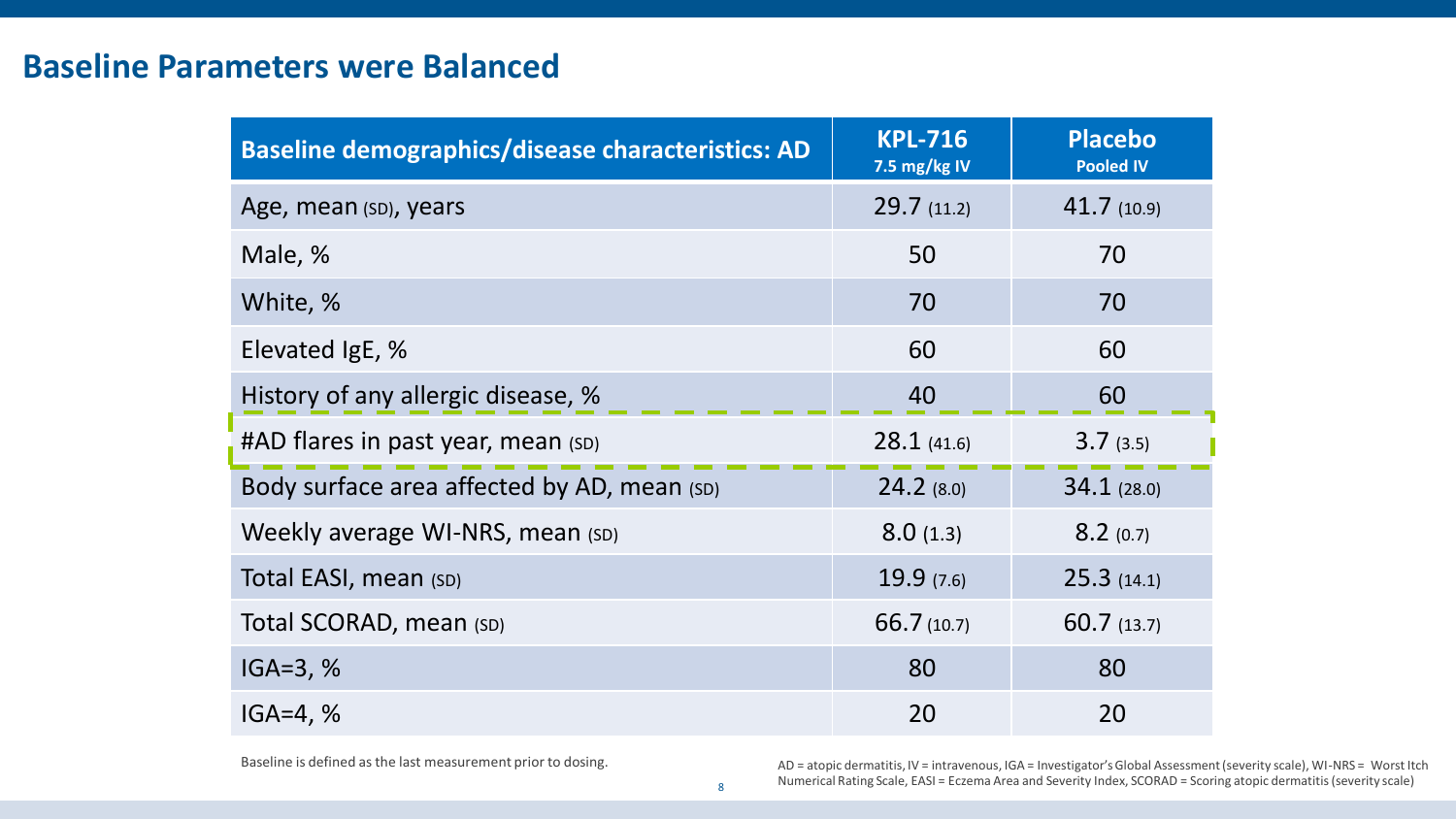## Baseline Parameters were Balanced

| Baseline demographics/disease characteristics: AD | KPL-716 7.5 mg/kg IV | Placebo Pooled IV |
|---|---|---|
| Age, mean (SD), years | 29.7 (11.2) | 41.7 (10.9) |
| Male, % | 50 | 70 |
| White, % | 70 | 70 |
| Elevated IgE, % | 60 | 60 |
| History of any allergic disease, % | 40 | 60 |
| #AD flares in past year, mean (SD) | 28.1 (41.6) | 3.7 (3.5) |
| Body surface area affected by AD, mean (SD) | 24.2 (8.0) | 34.1 (28.0) |
| Weekly average WI-NRS, mean (SD) | 8.0 (1.3) | 8.2 (0.7) |
| Total EASI, mean (SD) | 19.9 (7.6) | 25.3 (14.1) |
| Total SCORAD, mean (SD) | 66.7 (10.7) | 60.7 (13.7) |
| IGA=3, % | 80 | 80 |
| IGA=4, % | 20 | 20 |

Baseline is defined as the last measurement prior to dosing.

AD = atopic dermatitis, IV = intravenous, IGA = Investigator's Global Assessment (severity scale), WI-NRS = Worst Itch Numerical Rating Scale, EASI = Eczema Area and Severity Index, SCORAD = Scoring atopic dermatitis (severity scale)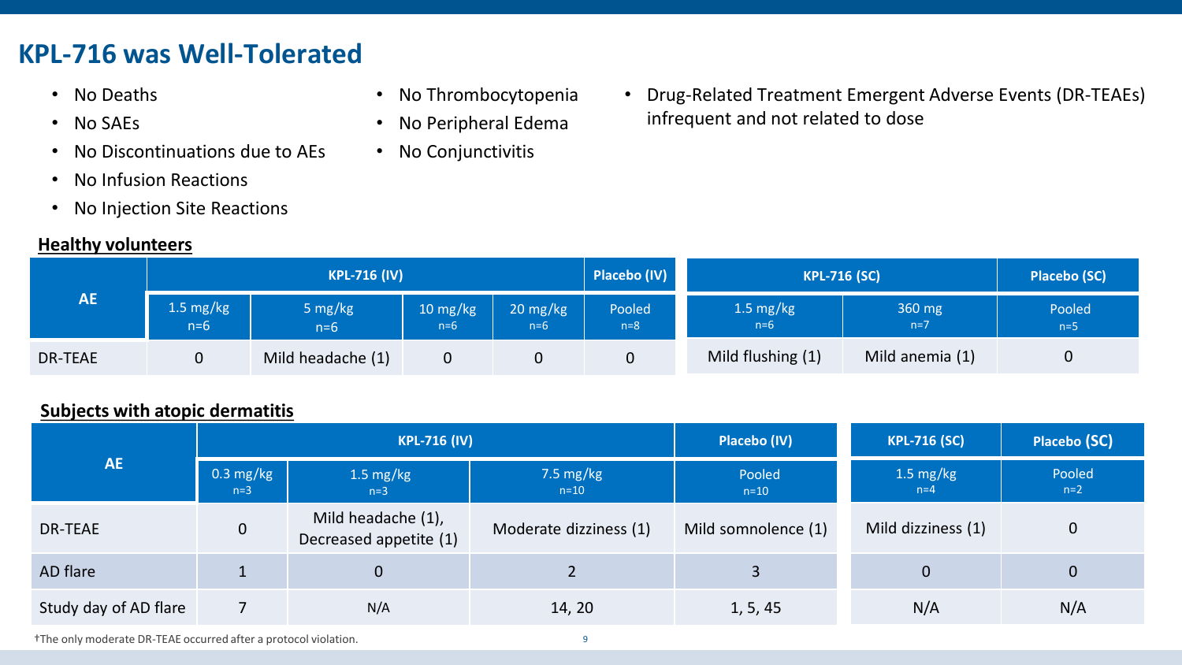# KPL-716 was Well-Tolerated

- No Deaths
- No SAEs
- No Discontinuations due to AEs
- No Infusion Reactions
- No Injection Site Reactions
- No Thrombocytopenia
- No Peripheral Edema
- No Conjunctivitis
- Drug-Related Treatment Emergent Adverse Events (DR-TEAEs) infrequent and not related to dose

**Healthy volunteers**

| AE | KPL-716 (IV) | | | | Placebo (IV) | KPL-716 (SC) | | Placebo (SC) |
|---|---|---|---|---|---|---|---|---|
| | 1.5 mg/kg n=6 | 5 mg/kg n=6 | 10 mg/kg n=6 | 20 mg/kg n=6 | Pooled n=8 | 1.5 mg/kg n=6 | 360 mg n=7 | Pooled n=5 |
| DR-TEAE | 0 | Mild headache (1) | 0 | 0 | 0 | Mild flushing (1) | Mild anemia (1) | 0 |

**Subjects with atopic dermatitis**

| AE | KPL-716 (IV) | | | Placebo (IV) | KPL-716 (SC) | Placebo (SC) |
|---|---|---|---|---|---|---|
| | 0.3 mg/kg n=3 | 1.5 mg/kg n=3 | 7.5 mg/kg n=10 | Pooled n=10 | 1.5 mg/kg n=4 | Pooled n=2 |
| DR-TEAE | 0 | Mild headache (1), Decreased appetite (1) | Moderate dizziness (1) | Mild somnolence (1) | Mild dizziness (1) | 0 |
| AD flare | 1 | 0 | 2 | 3 | 0 | 0 |
| Study day of AD flare | 7 | N/A | 14, 20 | 1, 5, 45 | N/A | N/A |

†The only moderate DR-TEAE occurred after a protocol violation.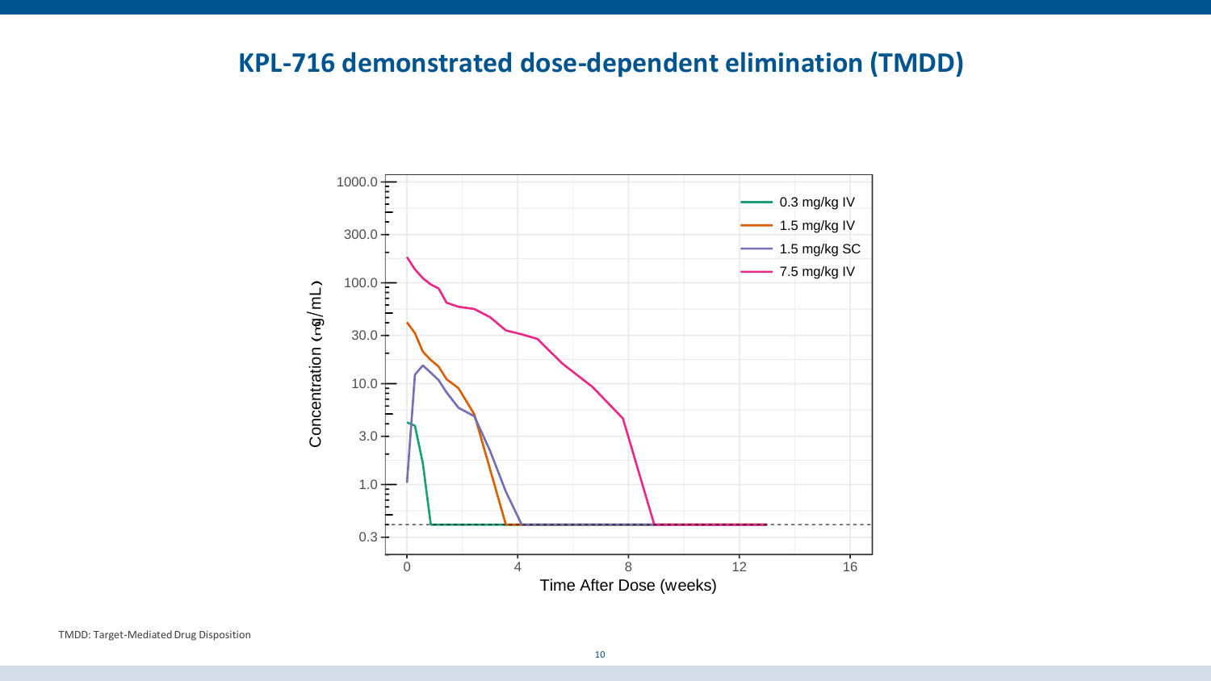# KPL-716 demonstrated dose-dependent elimination (TMDD)

TMDD: Target-Mediated Drug Disposition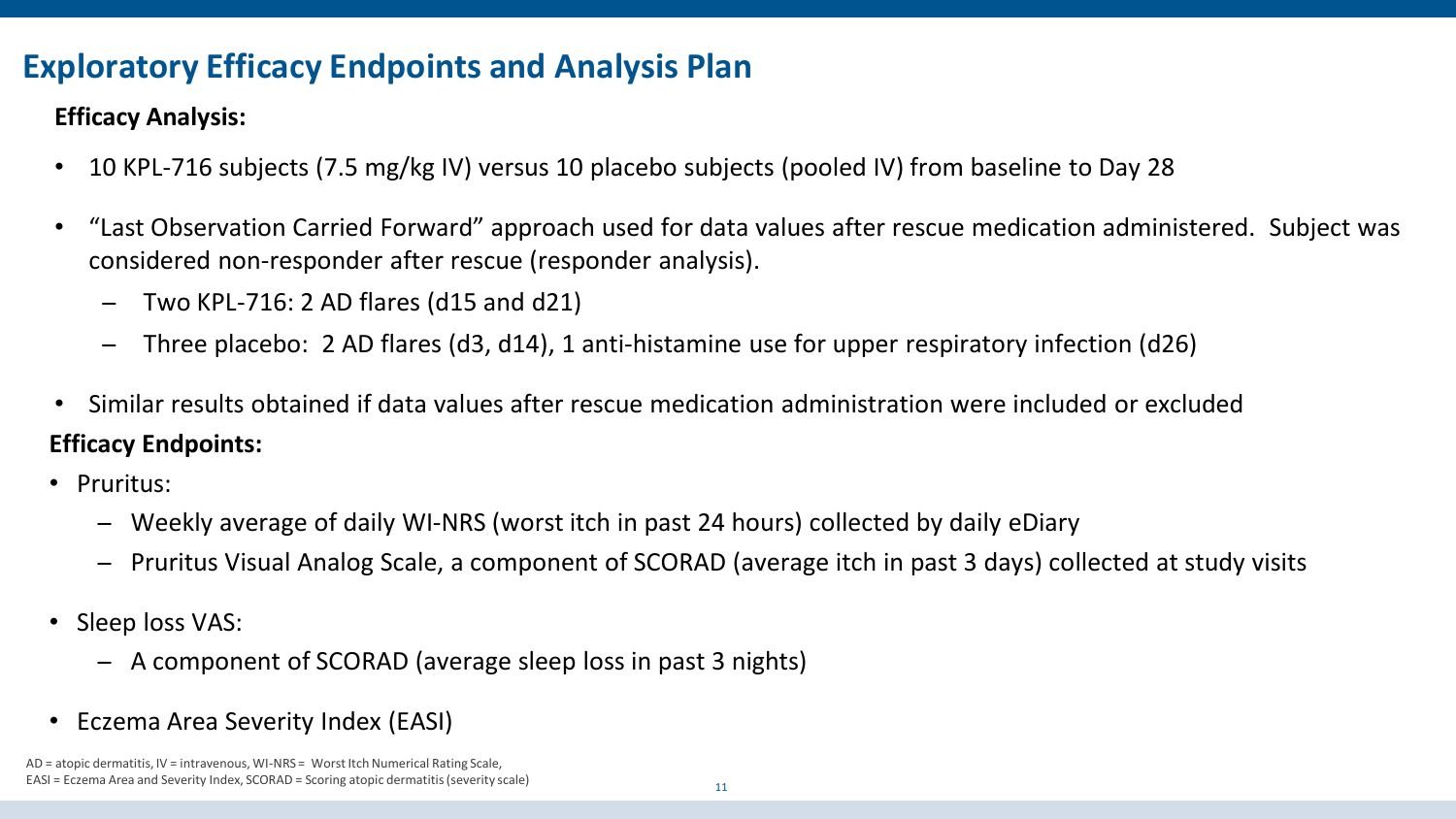# Exploratory Efficacy Endpoints and Analysis Plan

**Efficacy Analysis:**

- 10 KPL-716 subjects (7.5 mg/kg IV) versus 10 placebo subjects (pooled IV) from baseline to Day 28
- "Last Observation Carried Forward" approach used for data values after rescue medication administered. Subject was considered non-responder after rescue (responder analysis).
  - Two KPL-716: 2 AD flares (d15 and d21)
  - Three placebo: 2 AD flares (d3, d14), 1 anti-histamine use for upper respiratory infection (d26)
- Similar results obtained if data values after rescue medication administration were included or excluded

**Efficacy Endpoints:**

- Pruritus:
  - Weekly average of daily WI-NRS (worst itch in past 24 hours) collected by daily eDiary
  - Pruritus Visual Analog Scale, a component of SCORAD (average itch in past 3 days) collected at study visits
- Sleep loss VAS:
  - A component of SCORAD (average sleep loss in past 3 nights)
- Eczema Area Severity Index (EASI)

AD = atopic dermatitis, IV = intravenous, WI-NRS = Worst Itch Numerical Rating Scale,
EASI = Eczema Area and Severity Index, SCORAD = Scoring atopic dermatitis (severity scale)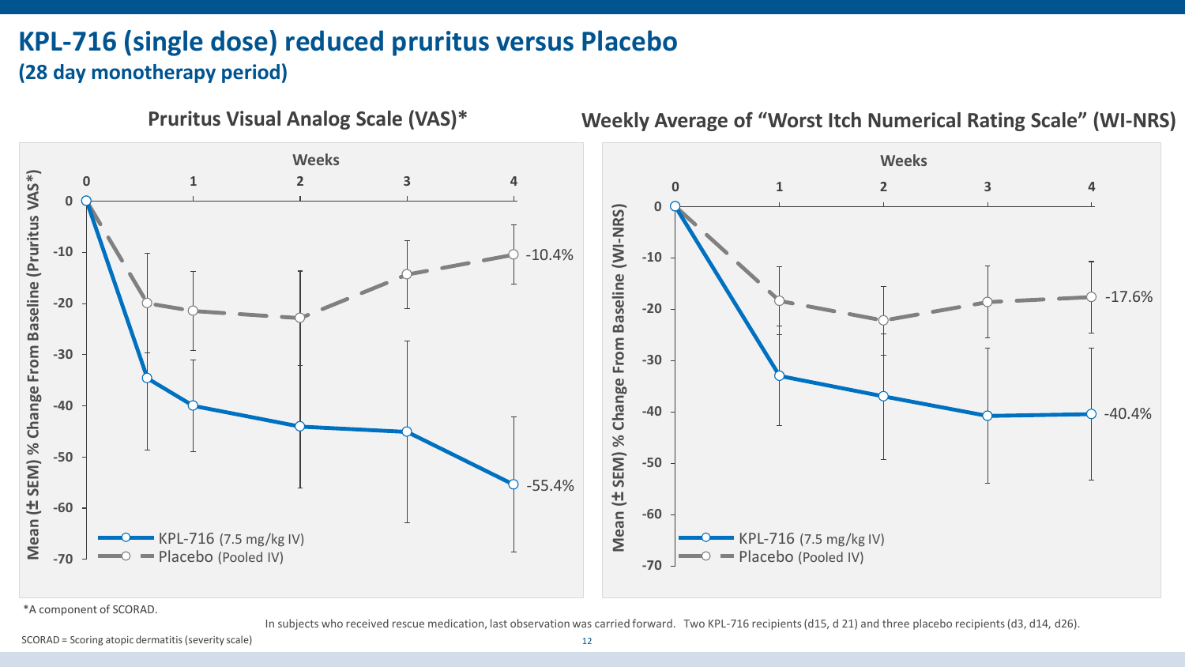# KPL-716 (single dose) reduced pruritus versus Placebo

## (28 day monotherapy period)

### Pruritus Visual Analog Scale (VAS)*

Weeks: 0, 1, 2, 3, 4

Mean (± SEM) % Change From Baseline (Pruritus VAS*)

- KPL-716 (7.5 mg/kg IV): -55.4%
- Placebo (Pooled IV): -10.4%

### Weekly Average of "Worst Itch Numerical Rating Scale" (WI-NRS)

Weeks: 0, 1, 2, 3, 4

Mean (± SEM) % Change From Baseline (WI-NRS)

- KPL-716 (7.5 mg/kg IV): -40.4%
- Placebo (Pooled IV): -17.6%

*A component of SCORAD.

In subjects who received rescue medication, last observation was carried forward. Two KPL-716 recipients (d15, d 21) and three placebo recipients (d3, d14, d26).

SCORAD = Scoring atopic dermatitis (severity scale)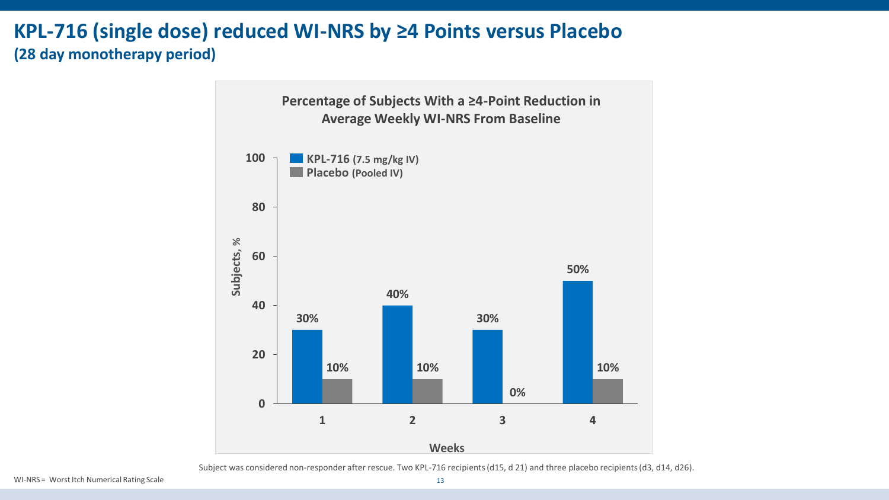# KPL-716 (single dose) reduced WI-NRS by ≥4 Points versus Placebo

**(28 day monotherapy period)**

**Percentage of Subjects With a ≥4-Point Reduction in Average Weekly WI-NRS From Baseline**

| Weeks | KPL-716 (7.5 mg/kg IV) | Placebo (Pooled IV) |
|---|---|---|
| 1 | 30% | 10% |
| 2 | 40% | 10% |
| 3 | 30% | 0% |
| 4 | 50% | 10% |

Subject was considered non-responder after rescue. Two KPL-716 recipients (d15, d 21) and three placebo recipients (d3, d14, d26).

WI-NRS = Worst Itch Numerical Rating Scale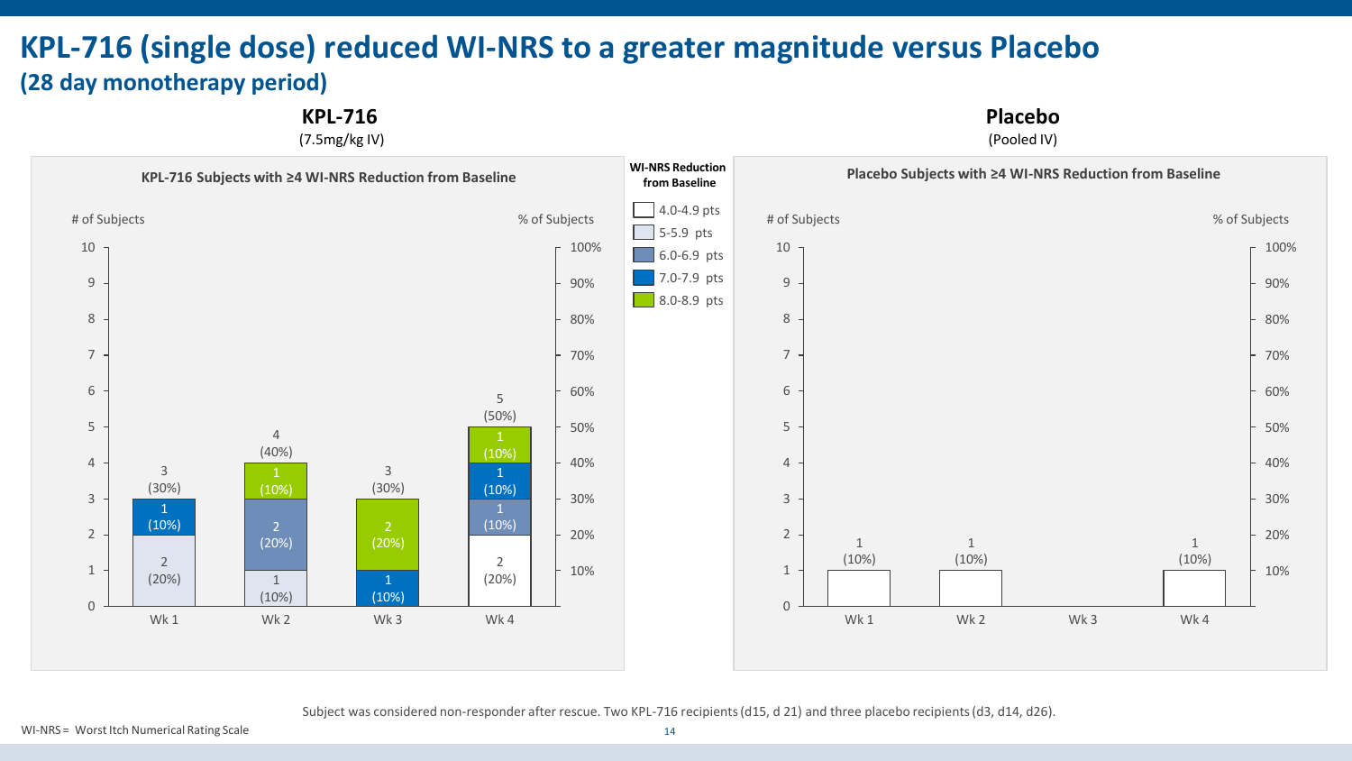# KPL-716 (single dose) reduced WI-NRS to a greater magnitude versus Placebo

## (28 day monotherapy period)

### KPL-716 (7.5mg/kg IV)

**KPL-716 Subjects with ≥4 WI-NRS Reduction from Baseline**

| WI-NRS Reduction from Baseline | Wk 1 | Wk 2 | Wk 3 | Wk 4 |
|---|---|---|---|---|
| 4.0-4.9 pts | | | | 2 (20%) |
| 5-5.9 pts | 2 (20%) | 1 (10%) | | |
| 6.0-6.9 pts | | 2 (20%) | | 1 (10%) |
| 7.0-7.9 pts | 1 (10%) | | 1 (10%) | 1 (10%) |
| 8.0-8.9 pts | | 1 (10%) | 2 (20%) | 1 (10%) |
| Total | 3 (30%) | 4 (40%) | 3 (30%) | 5 (50%) |

### Placebo (Pooled IV)

**Placebo Subjects with ≥4 WI-NRS Reduction from Baseline**

| WI-NRS Reduction from Baseline | Wk 1 | Wk 2 | Wk 3 | Wk 4 |
|---|---|---|---|---|
| 4.0-4.9 pts | 1 (10%) | 1 (10%) | | 1 (10%) |
| Total | 1 (10%) | 1 (10%) | | 1 (10%) |

Subject was considered non-responder after rescue. Two KPL-716 recipients (d15, d 21) and three placebo recipients (d3, d14, d26).

WI-NRS = Worst Itch Numerical Rating Scale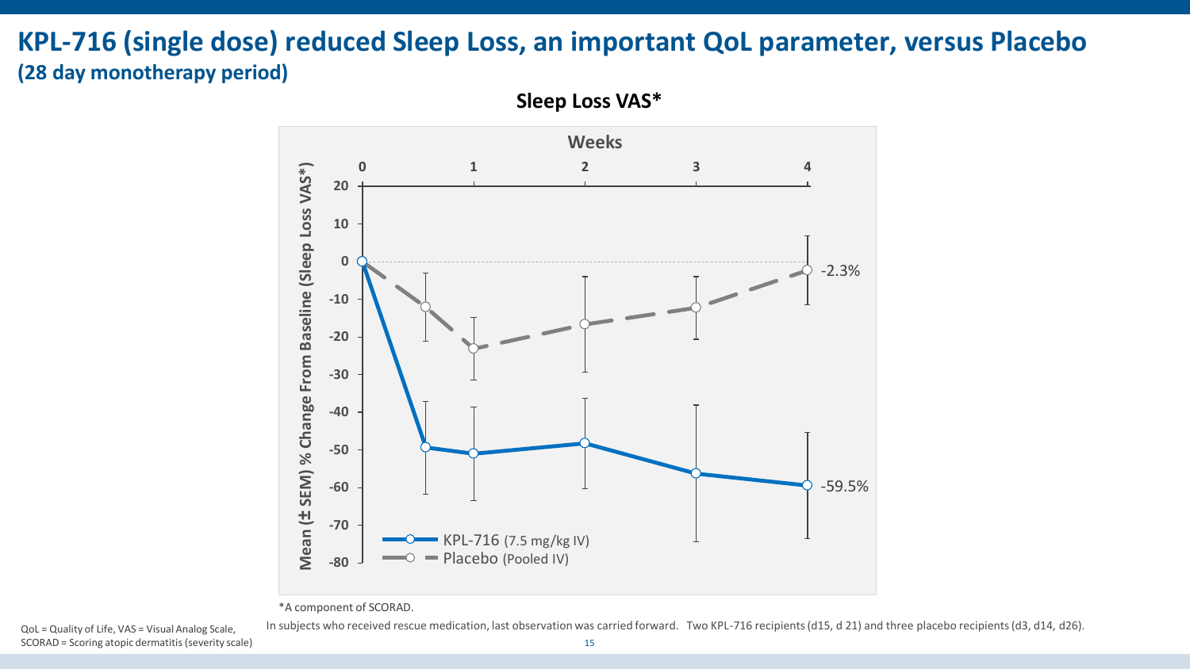# KPL-716 (single dose) reduced Sleep Loss, an important QoL parameter, versus Placebo

## (28 day monotherapy period)

**Sleep Loss VAS***

Weeks: 0, 1, 2, 3, 4

Mean (± SEM) % Change From Baseline (Sleep Loss VAS*)

-2.3%

-59.5%

KPL-716 (7.5 mg/kg IV)

Placebo (Pooled IV)

*A component of SCORAD.

In subjects who received rescue medication, last observation was carried forward. Two KPL-716 recipients (d15, d 21) and three placebo recipients (d3, d14, d26).

QoL = Quality of Life, VAS = Visual Analog Scale, SCORAD = Scoring atopic dermatitis (severity scale)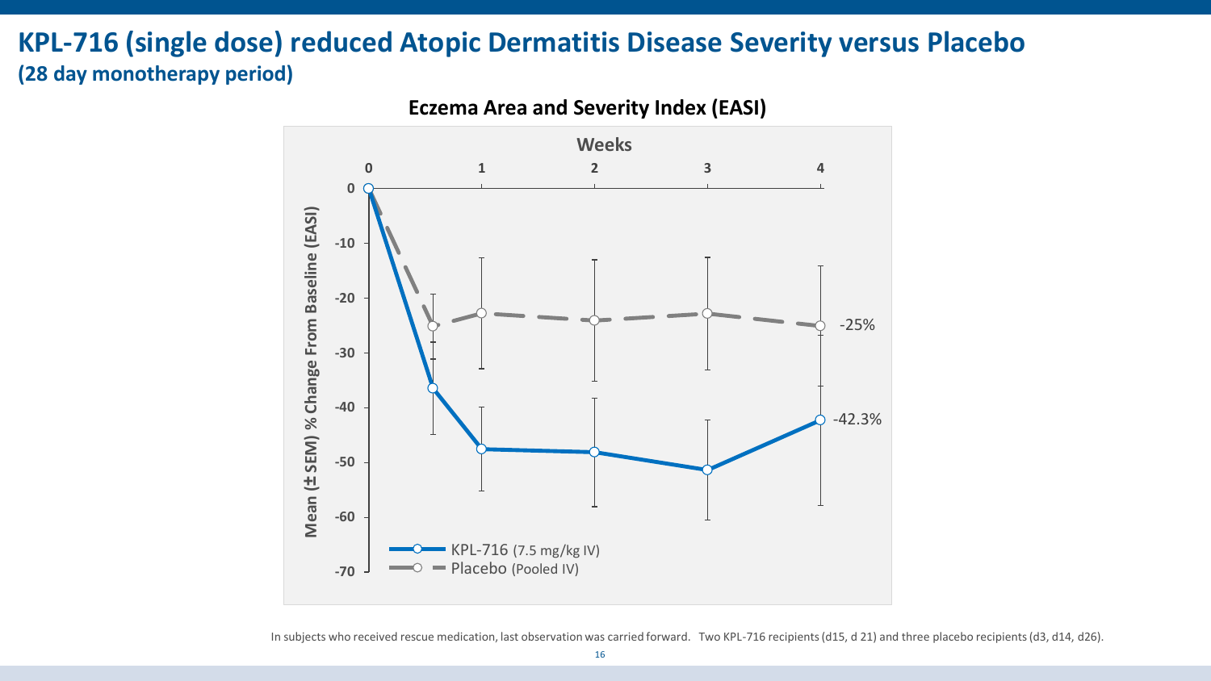# KPL-716 (single dose) reduced Atopic Dermatitis Disease Severity versus Placebo

## (28 day monotherapy period)

**Eczema Area and Severity Index (EASI)**

Weeks: 0, 1, 2, 3, 4

Mean (± SEM) % Change From Baseline (EASI): 0, -10, -20, -30, -40, -50, -60, -70

- KPL-716 (7.5 mg/kg IV): -42.3%
- Placebo (Pooled IV): -25%

In subjects who received rescue medication, last observation was carried forward. Two KPL-716 recipients (d15, d 21) and three placebo recipients (d3, d14, d26).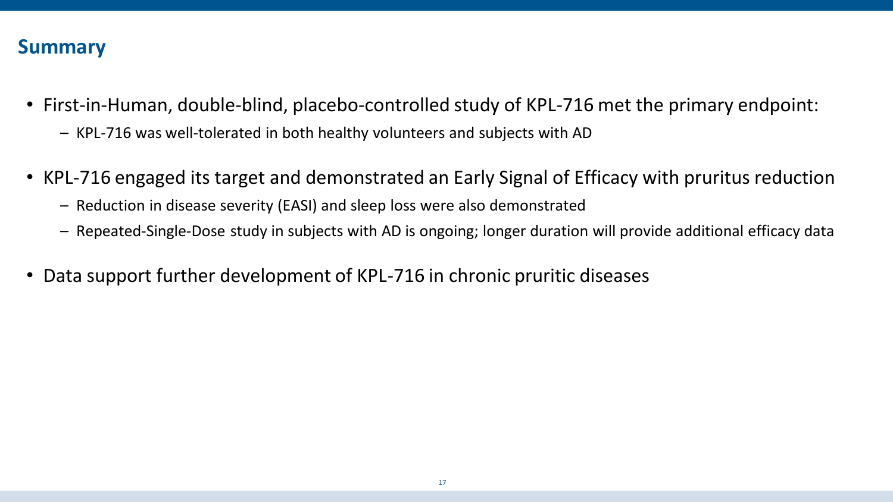# Summary

- First-in-Human, double-blind, placebo-controlled study of KPL-716 met the primary endpoint:
  - KPL-716 was well-tolerated in both healthy volunteers and subjects with AD
- KPL-716 engaged its target and demonstrated an Early Signal of Efficacy with pruritus reduction
  - Reduction in disease severity (EASI) and sleep loss were also demonstrated
  - Repeated-Single-Dose study in subjects with AD is ongoing; longer duration will provide additional efficacy data
- Data support further development of KPL-716 in chronic pruritic diseases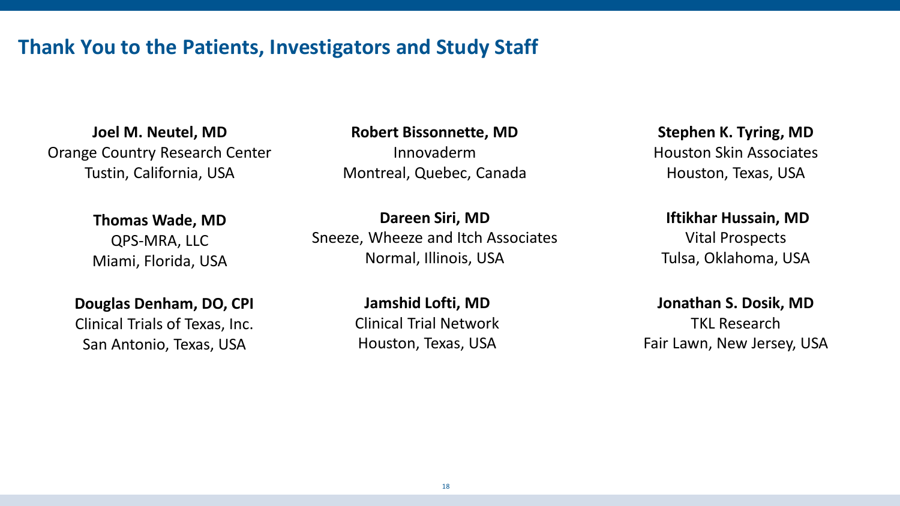## Thank You to the Patients, Investigators and Study Staff

**Joel M. Neutel, MD**
Orange Country Research Center
Tustin, California, USA

**Thomas Wade, MD**
QPS-MRA, LLC
Miami, Florida, USA

**Douglas Denham, DO, CPI**
Clinical Trials of Texas, Inc.
San Antonio, Texas, USA

**Robert Bissonnette, MD**
Innovaderm
Montreal, Quebec, Canada

**Dareen Siri, MD**
Sneeze, Wheeze and Itch Associates
Normal, Illinois, USA

**Jamshid Lofti, MD**
Clinical Trial Network
Houston, Texas, USA

**Stephen K. Tyring, MD**
Houston Skin Associates
Houston, Texas, USA

**Iftikhar Hussain, MD**
Vital Prospects
Tulsa, Oklahoma, USA

**Jonathan S. Dosik, MD**
TKL Research
Fair Lawn, New Jersey, USA